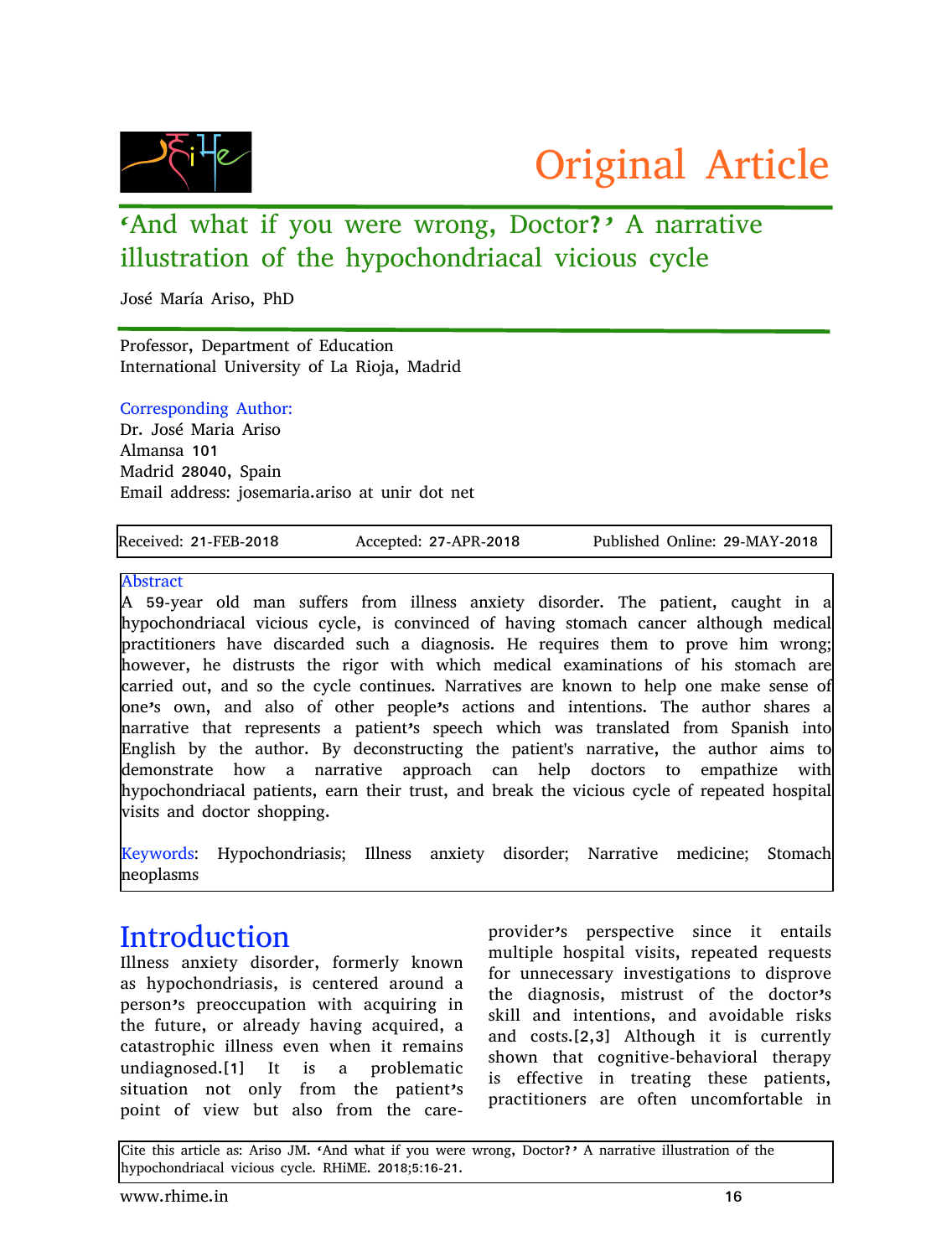Original Article

# 'And what if you were wrong, Doctor?' A narrative illustration of the hypochondriacal vicious cycle

José María Ariso, PhD

Professor, Department of Education
International University of La Rioja, Madrid

Corresponding Author:
Dr. José Maria Ariso
Almansa 101
Madrid 28040, Spain
Email address: josemaria.ariso at unir dot net

| Received: 21-FEB-2018 | Accepted: 27-APR-2018 | Published Online: 29-MAY-2018 |
| --- | --- | --- |

## Abstract

A 59-year old man suffers from illness anxiety disorder. The patient, caught in a hypochondriacal vicious cycle, is convinced of having stomach cancer although medical practitioners have discarded such a diagnosis. He requires them to prove him wrong; however, he distrusts the rigor with which medical examinations of his stomach are carried out, and so the cycle continues. Narratives are known to help one make sense of one's own, and also of other people's actions and intentions. The author shares a narrative that represents a patient's speech which was translated from Spanish into English by the author. By deconstructing the patient's narrative, the author aims to demonstrate how a narrative approach can help doctors to empathize with hypochondriacal patients, earn their trust, and break the vicious cycle of repeated hospital visits and doctor shopping.

Keywords: Hypochondriasis; Illness anxiety disorder; Narrative medicine; Stomach neoplasms

## Introduction

Illness anxiety disorder, formerly known as hypochondriasis, is centered around a person's preoccupation with acquiring in the future, or already having acquired, a catastrophic illness even when it remains undiagnosed.[1] It is a problematic situation not only from the patient's point of view but also from the care-provider's perspective since it entails multiple hospital visits, repeated requests for unnecessary investigations to disprove the diagnosis, mistrust of the doctor's skill and intentions, and avoidable risks and costs.[2,3] Although it is currently shown that cognitive-behavioral therapy is effective in treating these patients, practitioners are often uncomfortable in

Cite this article as: Ariso JM. 'And what if you were wrong, Doctor?' A narrative illustration of the hypochondriacal vicious cycle. RHiME. 2018;5:16-21.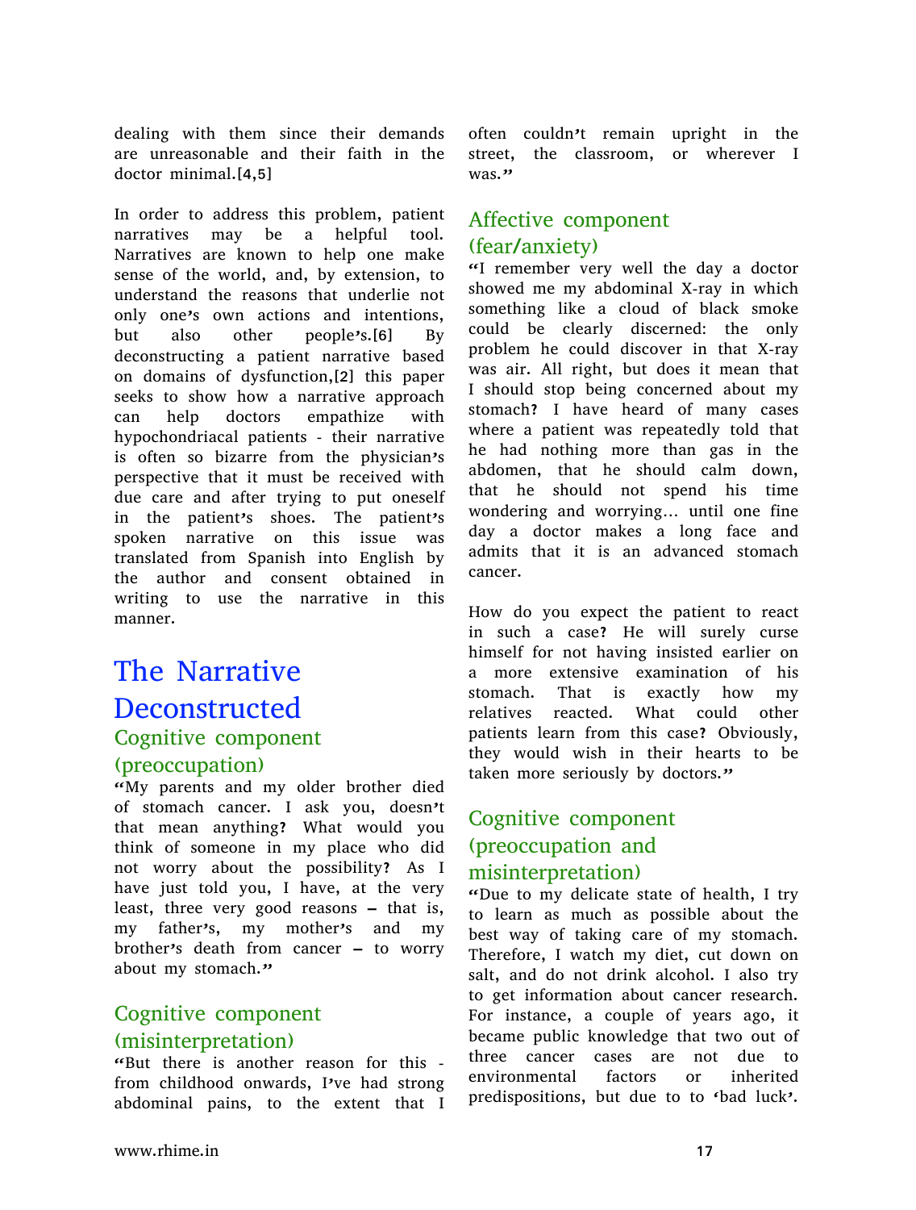dealing with them since their demands are unreasonable and their faith in the doctor minimal.[4,5]

In order to address this problem, patient narratives may be a helpful tool. Narratives are known to help one make sense of the world, and, by extension, to understand the reasons that underlie not only one's own actions and intentions, but also other people's.[6] By deconstructing a patient narrative based on domains of dysfunction,[2] this paper seeks to show how a narrative approach can help doctors empathize with hypochondriacal patients - their narrative is often so bizarre from the physician's perspective that it must be received with due care and after trying to put oneself in the patient's shoes. The patient's spoken narrative on this issue was translated from Spanish into English by the author and consent obtained in writing to use the narrative in this manner.

# The Narrative Deconstructed

## Cognitive component (preoccupation)

"My parents and my older brother died of stomach cancer. I ask you, doesn't that mean anything? What would you think of someone in my place who did not worry about the possibility? As I have just told you, I have, at the very least, three very good reasons – that is, my father's, my mother's and my brother's death from cancer – to worry about my stomach."

## Cognitive component (misinterpretation)

"But there is another reason for this - from childhood onwards, I've had strong abdominal pains, to the extent that I often couldn't remain upright in the street, the classroom, or wherever I was."

## Affective component (fear/anxiety)

"I remember very well the day a doctor showed me my abdominal X-ray in which something like a cloud of black smoke could be clearly discerned: the only problem he could discover in that X-ray was air. All right, but does it mean that I should stop being concerned about my stomach? I have heard of many cases where a patient was repeatedly told that he had nothing more than gas in the abdomen, that he should calm down, that he should not spend his time wondering and worrying… until one fine day a doctor makes a long face and admits that it is an advanced stomach cancer.

How do you expect the patient to react in such a case? He will surely curse himself for not having insisted earlier on a more extensive examination of his stomach. That is exactly how my relatives reacted. What could other patients learn from this case? Obviously, they would wish in their hearts to be taken more seriously by doctors."

## Cognitive component (preoccupation and misinterpretation)

"Due to my delicate state of health, I try to learn as much as possible about the best way of taking care of my stomach. Therefore, I watch my diet, cut down on salt, and do not drink alcohol. I also try to get information about cancer research. For instance, a couple of years ago, it became public knowledge that two out of three cancer cases are not due to environmental factors or inherited predispositions, but due to to 'bad luck'.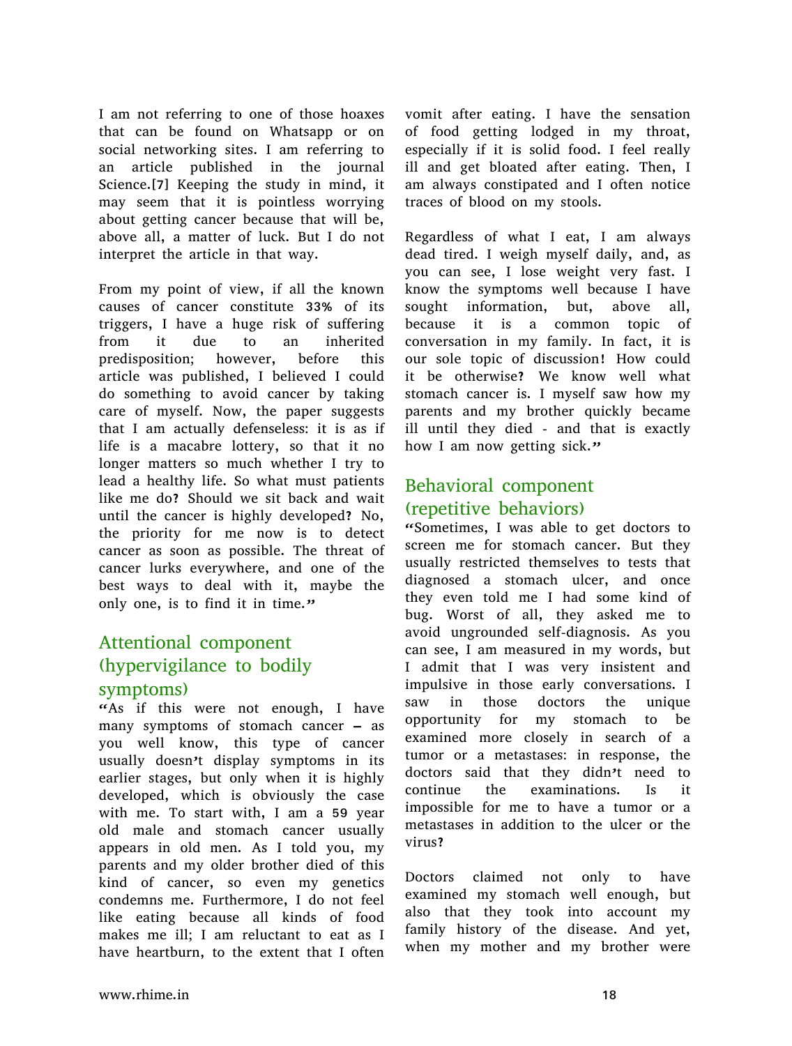I am not referring to one of those hoaxes that can be found on Whatsapp or on social networking sites. I am referring to an article published in the journal Science.[7] Keeping the study in mind, it may seem that it is pointless worrying about getting cancer because that will be, above all, a matter of luck. But I do not interpret the article in that way.

From my point of view, if all the known causes of cancer constitute 33% of its triggers, I have a huge risk of suffering from it due to an inherited predisposition; however, before this article was published, I believed I could do something to avoid cancer by taking care of myself. Now, the paper suggests that I am actually defenseless: it is as if life is a macabre lottery, so that it no longer matters so much whether I try to lead a healthy life. So what must patients like me do? Should we sit back and wait until the cancer is highly developed? No, the priority for me now is to detect cancer as soon as possible. The threat of cancer lurks everywhere, and one of the best ways to deal with it, maybe the only one, is to find it in time."

## Attentional component (hypervigilance to bodily symptoms)

"As if this were not enough, I have many symptoms of stomach cancer – as you well know, this type of cancer usually doesn't display symptoms in its earlier stages, but only when it is highly developed, which is obviously the case with me. To start with, I am a 59 year old male and stomach cancer usually appears in old men. As I told you, my parents and my older brother died of this kind of cancer, so even my genetics condemns me. Furthermore, I do not feel like eating because all kinds of food makes me ill; I am reluctant to eat as I have heartburn, to the extent that I often vomit after eating. I have the sensation of food getting lodged in my throat, especially if it is solid food. I feel really ill and get bloated after eating. Then, I am always constipated and I often notice traces of blood on my stools.

Regardless of what I eat, I am always dead tired. I weigh myself daily, and, as you can see, I lose weight very fast. I know the symptoms well because I have sought information, but, above all, because it is a common topic of conversation in my family. In fact, it is our sole topic of discussion! How could it be otherwise? We know well what stomach cancer is. I myself saw how my parents and my brother quickly became ill until they died - and that is exactly how I am now getting sick."

## Behavioral component (repetitive behaviors)

"Sometimes, I was able to get doctors to screen me for stomach cancer. But they usually restricted themselves to tests that diagnosed a stomach ulcer, and once they even told me I had some kind of bug. Worst of all, they asked me to avoid ungrounded self-diagnosis. As you can see, I am measured in my words, but I admit that I was very insistent and impulsive in those early conversations. I saw in those doctors the unique opportunity for my stomach to be examined more closely in search of a tumor or a metastases: in response, the doctors said that they didn't need to continue the examinations. Is it impossible for me to have a tumor or a metastases in addition to the ulcer or the virus?

Doctors claimed not only to have examined my stomach well enough, but also that they took into account my family history of the disease. And yet, when my mother and my brother were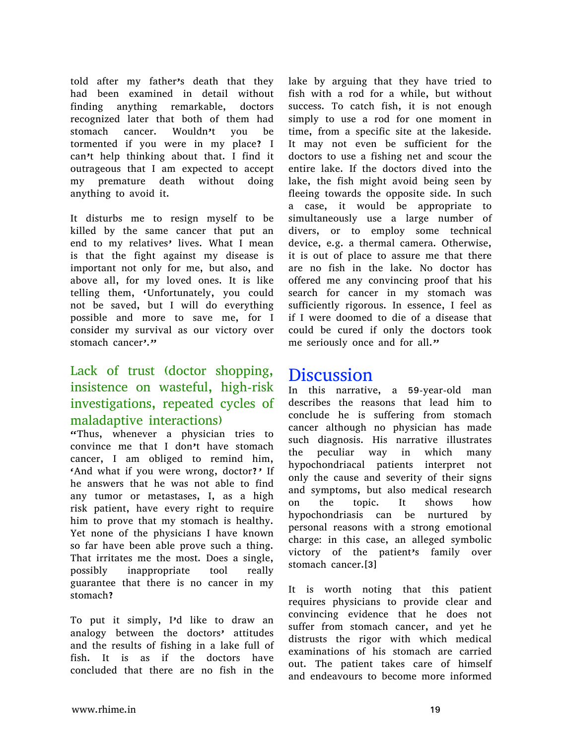told after my father's death that they had been examined in detail without finding anything remarkable, doctors recognized later that both of them had stomach cancer. Wouldn't you be tormented if you were in my place? I can't help thinking about that. I find it outrageous that I am expected to accept my premature death without doing anything to avoid it.

It disturbs me to resign myself to be killed by the same cancer that put an end to my relatives' lives. What I mean is that the fight against my disease is important not only for me, but also, and above all, for my loved ones. It is like telling them, 'Unfortunately, you could not be saved, but I will do everything possible and more to save me, for I consider my survival as our victory over stomach cancer'."

### Lack of trust (doctor shopping, insistence on wasteful, high-risk investigations, repeated cycles of maladaptive interactions)

"Thus, whenever a physician tries to convince me that I don't have stomach cancer, I am obliged to remind him, 'And what if you were wrong, doctor?' If he answers that he was not able to find any tumor or metastases, I, as a high risk patient, have every right to require him to prove that my stomach is healthy. Yet none of the physicians I have known so far have been able prove such a thing. That irritates me the most. Does a single, possibly inappropriate tool really guarantee that there is no cancer in my stomach?

To put it simply, I'd like to draw an analogy between the doctors' attitudes and the results of fishing in a lake full of fish. It is as if the doctors have concluded that there are no fish in the lake by arguing that they have tried to fish with a rod for a while, but without success. To catch fish, it is not enough simply to use a rod for one moment in time, from a specific site at the lakeside. It may not even be sufficient for the doctors to use a fishing net and scour the entire lake. If the doctors dived into the lake, the fish might avoid being seen by fleeing towards the opposite side. In such a case, it would be appropriate to simultaneously use a large number of divers, or to employ some technical device, e.g. a thermal camera. Otherwise, it is out of place to assure me that there are no fish in the lake. No doctor has offered me any convincing proof that his search for cancer in my stomach was sufficiently rigorous. In essence, I feel as if I were doomed to die of a disease that could be cured if only the doctors took me seriously once and for all."

## Discussion

In this narrative, a 59-year-old man describes the reasons that lead him to conclude he is suffering from stomach cancer although no physician has made such diagnosis. His narrative illustrates the peculiar way in which many hypochondriacal patients interpret not only the cause and severity of their signs and symptoms, but also medical research on the topic. It shows how hypochondriasis can be nurtured by personal reasons with a strong emotional charge: in this case, an alleged symbolic victory of the patient's family over stomach cancer.[3]

It is worth noting that this patient requires physicians to provide clear and convincing evidence that he does not suffer from stomach cancer, and yet he distrusts the rigor with which medical examinations of his stomach are carried out. The patient takes care of himself and endeavours to become more informed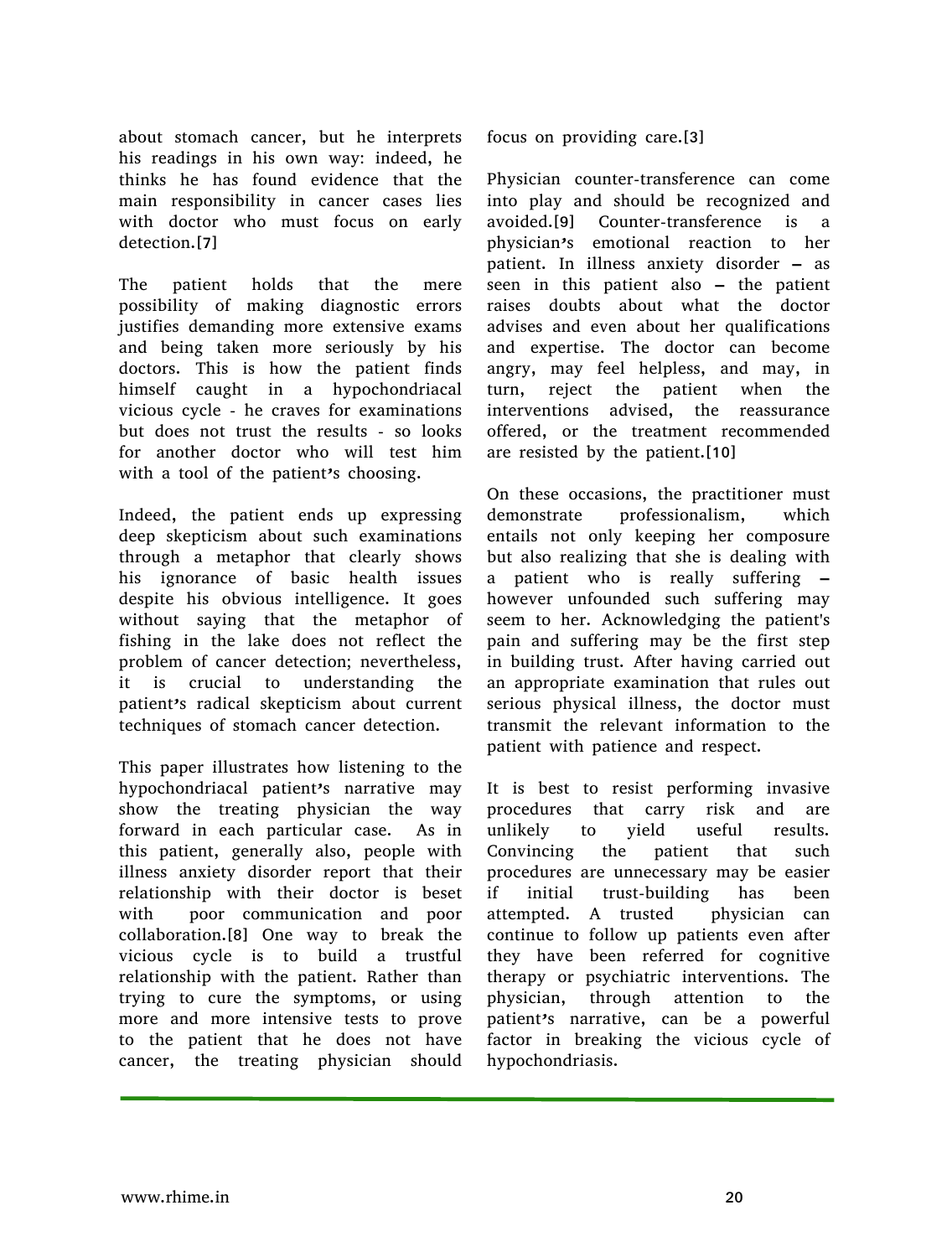about stomach cancer, but he interprets his readings in his own way: indeed, he thinks he has found evidence that the main responsibility in cancer cases lies with doctor who must focus on early detection.[7]

The patient holds that the mere possibility of making diagnostic errors justifies demanding more extensive exams and being taken more seriously by his doctors. This is how the patient finds himself caught in a hypochondriacal vicious cycle - he craves for examinations but does not trust the results - so looks for another doctor who will test him with a tool of the patient's choosing.

Indeed, the patient ends up expressing deep skepticism about such examinations through a metaphor that clearly shows his ignorance of basic health issues despite his obvious intelligence. It goes without saying that the metaphor of fishing in the lake does not reflect the problem of cancer detection; nevertheless, it is crucial to understanding the patient's radical skepticism about current techniques of stomach cancer detection.

This paper illustrates how listening to the hypochondriacal patient's narrative may show the treating physician the way forward in each particular case. As in this patient, generally also, people with illness anxiety disorder report that their relationship with their doctor is beset with poor communication and poor collaboration.[8] One way to break the vicious cycle is to build a trustful relationship with the patient. Rather than trying to cure the symptoms, or using more and more intensive tests to prove to the patient that he does not have cancer, the treating physician should focus on providing care.[3]

Physician counter-transference can come into play and should be recognized and avoided.[9] Counter-transference is a physician's emotional reaction to her patient. In illness anxiety disorder – as seen in this patient also – the patient raises doubts about what the doctor advises and even about her qualifications and expertise. The doctor can become angry, may feel helpless, and may, in turn, reject the patient when the interventions advised, the reassurance offered, or the treatment recommended are resisted by the patient.[10]

On these occasions, the practitioner must demonstrate professionalism, which entails not only keeping her composure but also realizing that she is dealing with a patient who is really suffering – however unfounded such suffering may seem to her. Acknowledging the patient's pain and suffering may be the first step in building trust. After having carried out an appropriate examination that rules out serious physical illness, the doctor must transmit the relevant information to the patient with patience and respect.

It is best to resist performing invasive procedures that carry risk and are unlikely to yield useful results. Convincing the patient that such procedures are unnecessary may be easier if initial trust-building has been attempted. A trusted physician can continue to follow up patients even after they have been referred for cognitive therapy or psychiatric interventions. The physician, through attention to the patient's narrative, can be a powerful factor in breaking the vicious cycle of hypochondriasis.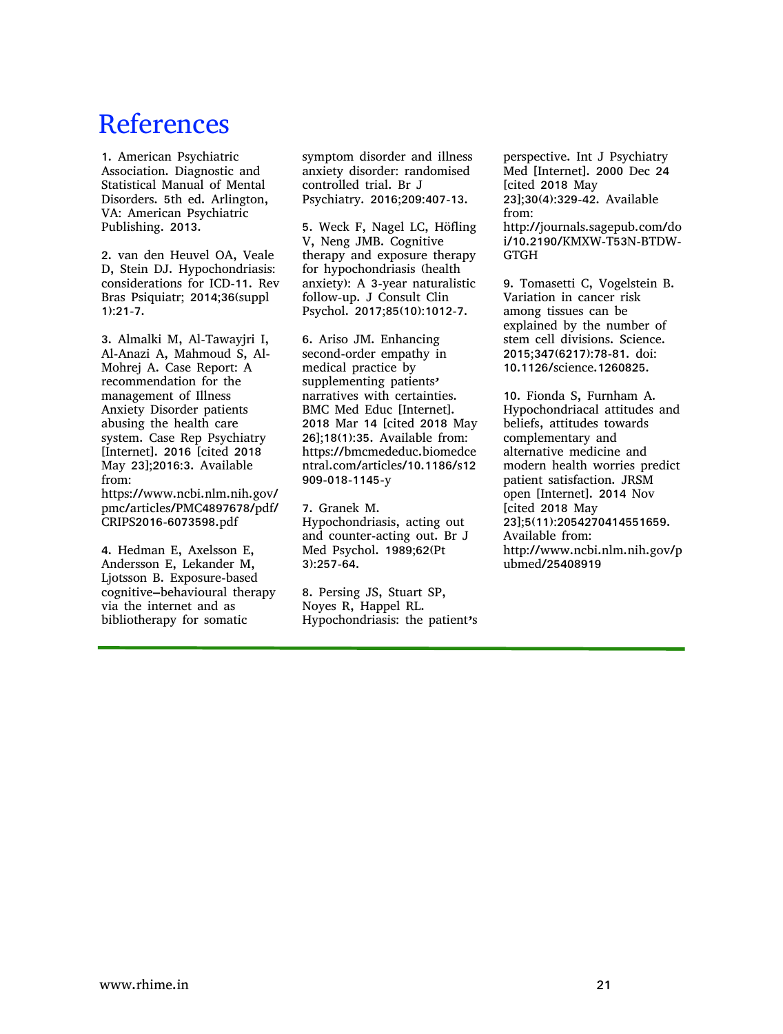# References

1. American Psychiatric Association. Diagnostic and Statistical Manual of Mental Disorders. 5th ed. Arlington, VA: American Psychiatric Publishing. 2013.

2. van den Heuvel OA, Veale D, Stein DJ. Hypochondriasis: considerations for ICD-11. Rev Bras Psiquiatr; 2014;36(suppl 1):21-7.

3. Almalki M, Al-Tawayjri I, Al-Anazi A, Mahmoud S, Al-Mohrej A. Case Report: A recommendation for the management of Illness Anxiety Disorder patients abusing the health care system. Case Rep Psychiatry [Internet]. 2016 [cited 2018 May 23];2016:3. Available from: https://www.ncbi.nlm.nih.gov/pmc/articles/PMC4897678/pdf/CRIPS2016-6073598.pdf

4. Hedman E, Axelsson E, Andersson E, Lekander M, Ljotsson B. Exposure-based cognitive–behavioural therapy via the internet and as bibliotherapy for somatic symptom disorder and illness anxiety disorder: randomised controlled trial. Br J Psychiatry. 2016;209:407-13.

5. Weck F, Nagel LC, Höfling V, Neng JMB. Cognitive therapy and exposure therapy for hypochondriasis (health anxiety): A 3-year naturalistic follow-up. J Consult Clin Psychol. 2017;85(10):1012-7.

6. Ariso JM. Enhancing second-order empathy in medical practice by supplementing patients' narratives with certainties. BMC Med Educ [Internet]. 2018 Mar 14 [cited 2018 May 26];18(1):35. Available from: https://bmcmededuc.biomedcentral.com/articles/10.1186/s12909-018-1145-y

7. Granek M. Hypochondriasis, acting out and counter-acting out. Br J Med Psychol. 1989;62(Pt 3):257-64.

8. Persing JS, Stuart SP, Noyes R, Happel RL. Hypochondriasis: the patient's perspective. Int J Psychiatry Med [Internet]. 2000 Dec 24 [cited 2018 May 23];30(4):329-42. Available from: http://journals.sagepub.com/doi/10.2190/KMXW-T53N-BTDW-GTGH

9. Tomasetti C, Vogelstein B. Variation in cancer risk among tissues can be explained by the number of stem cell divisions. Science. 2015;347(6217):78-81. doi: 10.1126/science.1260825.

10. Fionda S, Furnham A. Hypochondriacal attitudes and beliefs, attitudes towards complementary and alternative medicine and modern health worries predict patient satisfaction. JRSM open [Internet]. 2014 Nov [cited 2018 May 23];5(11):2054270414551659. Available from: http://www.ncbi.nlm.nih.gov/pubmed/25408919